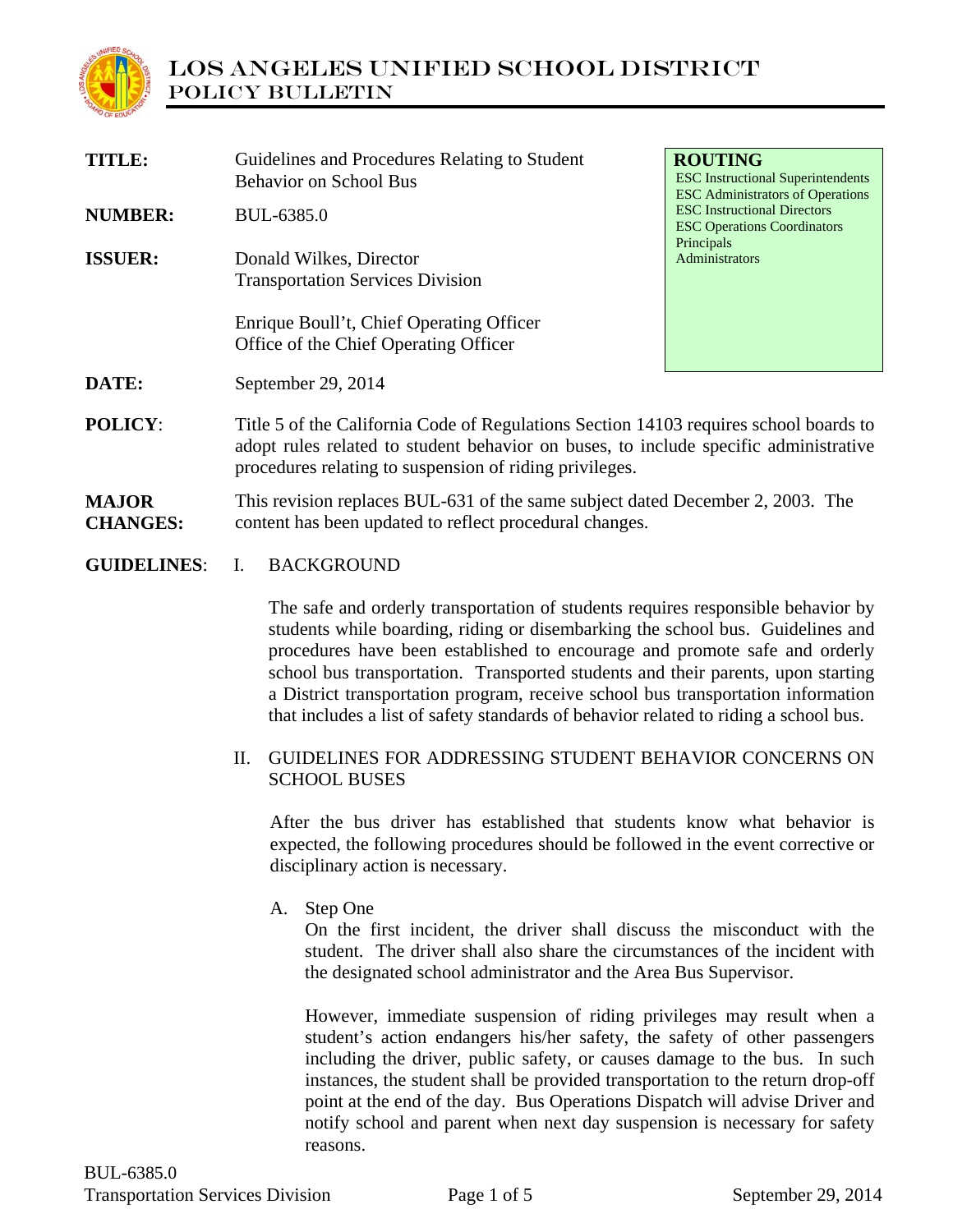# LOS ANGELES UNIFIED SCHOOL DISTRICT
## POLICY BULLETIN

**TITLE:** Guidelines and Procedures Relating to Student Behavior on School Bus

**NUMBER:** BUL-6385.0

**ISSUER:** Donald Wilkes, Director
Transportation Services Division

Enrique Boull't, Chief Operating Officer
Office of the Chief Operating Officer

**ROUTING**
ESC Instructional Superintendents
ESC Administrators of Operations
ESC Instructional Directors
ESC Operations Coordinators
Principals
Administrators

**DATE:** September 29, 2014

**POLICY:** Title 5 of the California Code of Regulations Section 14103 requires school boards to adopt rules related to student behavior on buses, to include specific administrative procedures relating to suspension of riding privileges.

**MAJOR CHANGES:** This revision replaces BUL-631 of the same subject dated December 2, 2003. The content has been updated to reflect procedural changes.

**GUIDELINES:**

I. BACKGROUND

The safe and orderly transportation of students requires responsible behavior by students while boarding, riding or disembarking the school bus. Guidelines and procedures have been established to encourage and promote safe and orderly school bus transportation. Transported students and their parents, upon starting a District transportation program, receive school bus transportation information that includes a list of safety standards of behavior related to riding a school bus.

II. GUIDELINES FOR ADDRESSING STUDENT BEHAVIOR CONCERNS ON SCHOOL BUSES

After the bus driver has established that students know what behavior is expected, the following procedures should be followed in the event corrective or disciplinary action is necessary.

A. Step One
On the first incident, the driver shall discuss the misconduct with the student. The driver shall also share the circumstances of the incident with the designated school administrator and the Area Bus Supervisor.

However, immediate suspension of riding privileges may result when a student's action endangers his/her safety, the safety of other passengers including the driver, public safety, or causes damage to the bus. In such instances, the student shall be provided transportation to the return drop-off point at the end of the day. Bus Operations Dispatch will advise Driver and notify school and parent when next day suspension is necessary for safety reasons.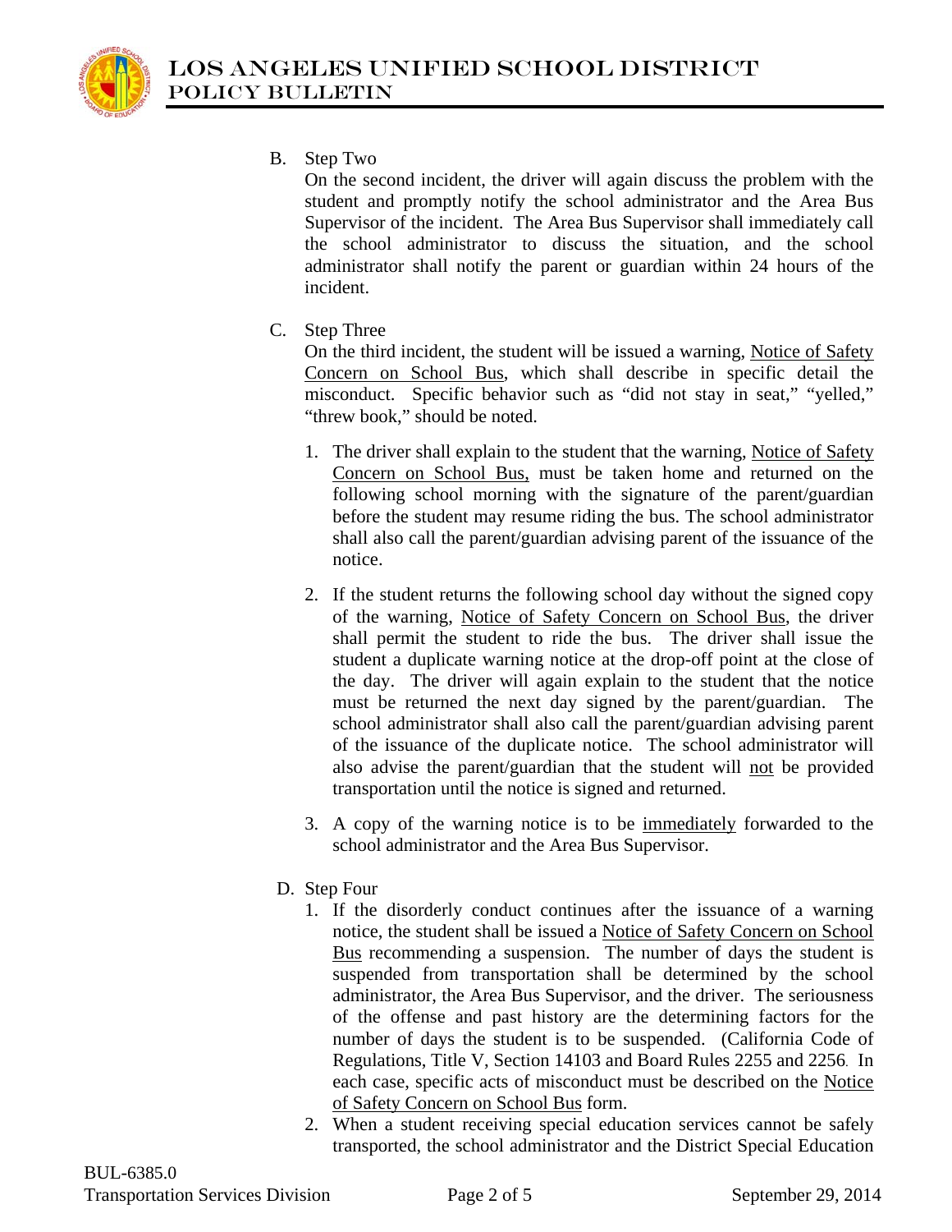B. Step Two

On the second incident, the driver will again discuss the problem with the student and promptly notify the school administrator and the Area Bus Supervisor of the incident. The Area Bus Supervisor shall immediately call the school administrator to discuss the situation, and the school administrator shall notify the parent or guardian within 24 hours of the incident.

C. Step Three

On the third incident, the student will be issued a warning, <u>Notice of Safety Concern on School Bus</u>, which shall describe in specific detail the misconduct. Specific behavior such as "did not stay in seat," "yelled," "threw book," should be noted.

1. The driver shall explain to the student that the warning, <u>Notice of Safety Concern on School Bus,</u> must be taken home and returned on the following school morning with the signature of the parent/guardian before the student may resume riding the bus. The school administrator shall also call the parent/guardian advising parent of the issuance of the notice.

2. If the student returns the following school day without the signed copy of the warning, <u>Notice of Safety Concern on School Bus</u>, the driver shall permit the student to ride the bus. The driver shall issue the student a duplicate warning notice at the drop-off point at the close of the day. The driver will again explain to the student that the notice must be returned the next day signed by the parent/guardian. The school administrator shall also call the parent/guardian advising parent of the issuance of the duplicate notice. The school administrator will also advise the parent/guardian that the student will <u>not</u> be provided transportation until the notice is signed and returned.

3. A copy of the warning notice is to be <u>immediately</u> forwarded to the school administrator and the Area Bus Supervisor.

D. Step Four

1. If the disorderly conduct continues after the issuance of a warning notice, the student shall be issued a <u>Notice of Safety Concern on School Bus</u> recommending a suspension. The number of days the student is suspended from transportation shall be determined by the school administrator, the Area Bus Supervisor, and the driver. The seriousness of the offense and past history are the determining factors for the number of days the student is to be suspended. (California Code of Regulations, Title V, Section 14103 and Board Rules 2255 and 2256. In each case, specific acts of misconduct must be described on the <u>Notice of Safety Concern on School Bus</u> form.

2. When a student receiving special education services cannot be safely transported, the school administrator and the District Special Education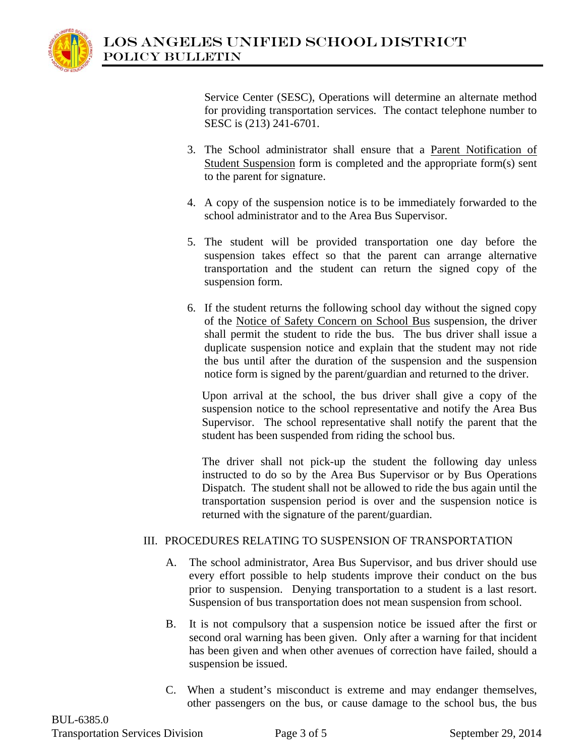Service Center (SESC), Operations will determine an alternate method for providing transportation services. The contact telephone number to SESC is (213) 241-6701.

3. The School administrator shall ensure that a Parent Notification of Student Suspension form is completed and the appropriate form(s) sent to the parent for signature.

4. A copy of the suspension notice is to be immediately forwarded to the school administrator and to the Area Bus Supervisor.

5. The student will be provided transportation one day before the suspension takes effect so that the parent can arrange alternative transportation and the student can return the signed copy of the suspension form.

6. If the student returns the following school day without the signed copy of the Notice of Safety Concern on School Bus suspension, the driver shall permit the student to ride the bus. The bus driver shall issue a duplicate suspension notice and explain that the student may not ride the bus until after the duration of the suspension and the suspension notice form is signed by the parent/guardian and returned to the driver.

   Upon arrival at the school, the bus driver shall give a copy of the suspension notice to the school representative and notify the Area Bus Supervisor. The school representative shall notify the parent that the student has been suspended from riding the school bus.

   The driver shall not pick-up the student the following day unless instructed to do so by the Area Bus Supervisor or by Bus Operations Dispatch. The student shall not be allowed to ride the bus again until the transportation suspension period is over and the suspension notice is returned with the signature of the parent/guardian.

## III. PROCEDURES RELATING TO SUSPENSION OF TRANSPORTATION

A. The school administrator, Area Bus Supervisor, and bus driver should use every effort possible to help students improve their conduct on the bus prior to suspension. Denying transportation to a student is a last resort. Suspension of bus transportation does not mean suspension from school.

B. It is not compulsory that a suspension notice be issued after the first or second oral warning has been given. Only after a warning for that incident has been given and when other avenues of correction have failed, should a suspension be issued.

C. When a student's misconduct is extreme and may endanger themselves, other passengers on the bus, or cause damage to the school bus, the bus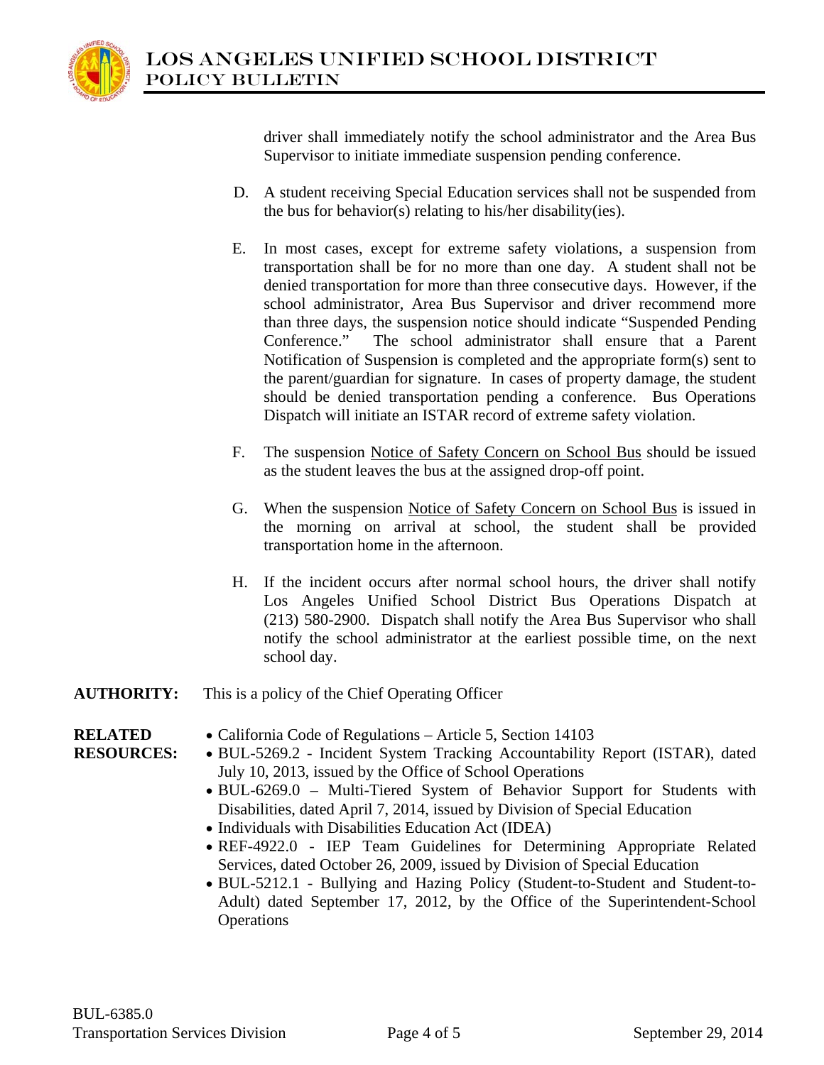driver shall immediately notify the school administrator and the Area Bus Supervisor to initiate immediate suspension pending conference.

D. A student receiving Special Education services shall not be suspended from the bus for behavior(s) relating to his/her disability(ies).

E. In most cases, except for extreme safety violations, a suspension from transportation shall be for no more than one day. A student shall not be denied transportation for more than three consecutive days. However, if the school administrator, Area Bus Supervisor and driver recommend more than three days, the suspension notice should indicate "Suspended Pending Conference." The school administrator shall ensure that a Parent Notification of Suspension is completed and the appropriate form(s) sent to the parent/guardian for signature. In cases of property damage, the student should be denied transportation pending a conference. Bus Operations Dispatch will initiate an ISTAR record of extreme safety violation.

F. The suspension <u>Notice of Safety Concern on School Bus</u> should be issued as the student leaves the bus at the assigned drop-off point.

G. When the suspension <u>Notice of Safety Concern on School Bus</u> is issued in the morning on arrival at school, the student shall be provided transportation home in the afternoon.

H. If the incident occurs after normal school hours, the driver shall notify Los Angeles Unified School District Bus Operations Dispatch at (213) 580-2900. Dispatch shall notify the Area Bus Supervisor who shall notify the school administrator at the earliest possible time, on the next school day.

**AUTHORITY:** This is a policy of the Chief Operating Officer

**RELATED RESOURCES:**

- California Code of Regulations – Article 5, Section 14103
- BUL-5269.2 - Incident System Tracking Accountability Report (ISTAR), dated July 10, 2013, issued by the Office of School Operations
- BUL-6269.0 – Multi-Tiered System of Behavior Support for Students with Disabilities, dated April 7, 2014, issued by Division of Special Education
- Individuals with Disabilities Education Act (IDEA)
- REF-4922.0 - IEP Team Guidelines for Determining Appropriate Related Services, dated October 26, 2009, issued by Division of Special Education
- BUL-5212.1 - Bullying and Hazing Policy (Student-to-Student and Student-to-Adult) dated September 17, 2012, by the Office of the Superintendent-School Operations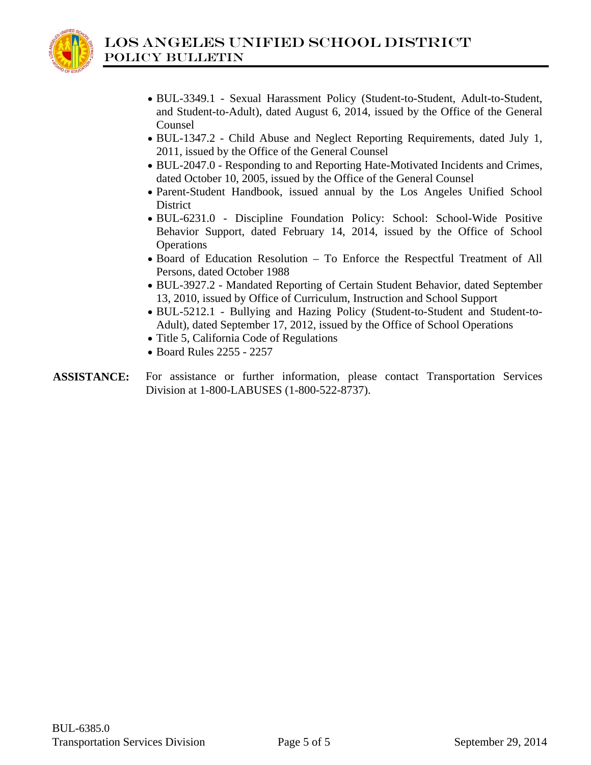- BUL-3349.1 - Sexual Harassment Policy (Student-to-Student, Adult-to-Student, and Student-to-Adult), dated August 6, 2014, issued by the Office of the General Counsel
- BUL-1347.2 - Child Abuse and Neglect Reporting Requirements, dated July 1, 2011, issued by the Office of the General Counsel
- BUL-2047.0 - Responding to and Reporting Hate-Motivated Incidents and Crimes, dated October 10, 2005, issued by the Office of the General Counsel
- Parent-Student Handbook, issued annual by the Los Angeles Unified School District
- BUL-6231.0 - Discipline Foundation Policy: School: School-Wide Positive Behavior Support, dated February 14, 2014, issued by the Office of School Operations
- Board of Education Resolution – To Enforce the Respectful Treatment of All Persons, dated October 1988
- BUL-3927.2 - Mandated Reporting of Certain Student Behavior, dated September 13, 2010, issued by Office of Curriculum, Instruction and School Support
- BUL-5212.1 - Bullying and Hazing Policy (Student-to-Student and Student-to-Adult), dated September 17, 2012, issued by the Office of School Operations
- Title 5, California Code of Regulations
- Board Rules 2255 - 2257

**ASSISTANCE:** For assistance or further information, please contact Transportation Services Division at 1-800-LABUSES (1-800-522-8737).